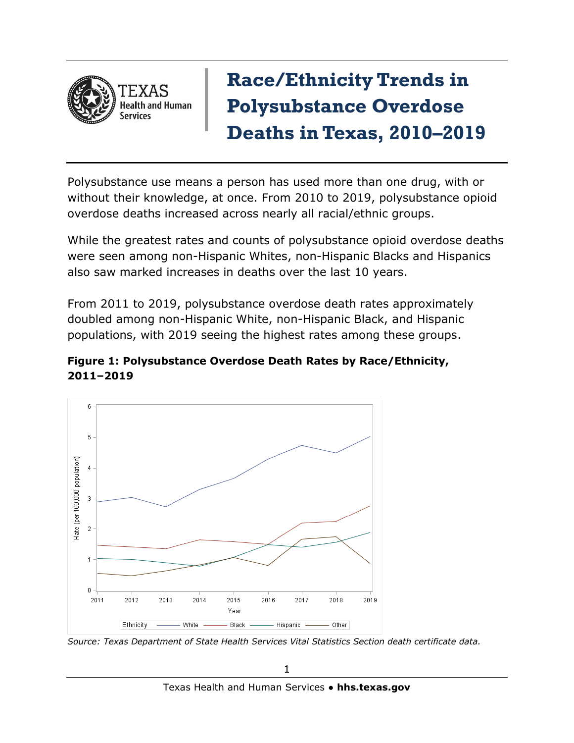# Race/Ethnicity Trends in Polysubstance Overdose Deaths in Texas, 2010–2019

Polysubstance use means a person has used more than one drug, with or without their knowledge, at once. From 2010 to 2019, polysubstance opioid overdose deaths increased across nearly all racial/ethnic groups.

While the greatest rates and counts of polysubstance opioid overdose deaths were seen among non-Hispanic Whites, non-Hispanic Blacks and Hispanics also saw marked increases in deaths over the last 10 years.

From 2011 to 2019, polysubstance overdose death rates approximately doubled among non-Hispanic White, non-Hispanic Black, and Hispanic populations, with 2019 seeing the highest rates among these groups.

**Figure 1: Polysubstance Overdose Death Rates by Race/Ethnicity, 2011–2019**

*Source: Texas Department of State Health Services Vital Statistics Section death certificate data.*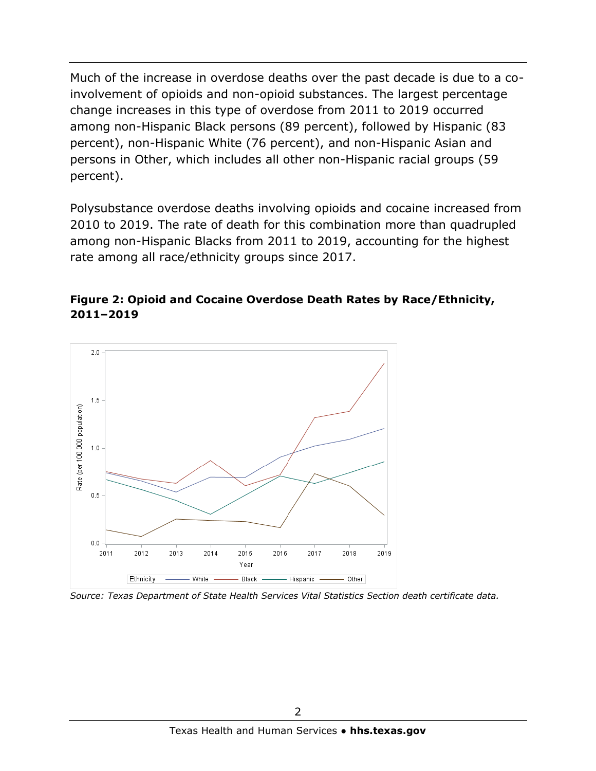Much of the increase in overdose deaths over the past decade is due to a co-involvement of opioids and non-opioid substances. The largest percentage change increases in this type of overdose from 2011 to 2019 occurred among non-Hispanic Black persons (89 percent), followed by Hispanic (83 percent), non-Hispanic White (76 percent), and non-Hispanic Asian and persons in Other, which includes all other non-Hispanic racial groups (59 percent).

Polysubstance overdose deaths involving opioids and cocaine increased from 2010 to 2019. The rate of death for this combination more than quadrupled among non-Hispanic Blacks from 2011 to 2019, accounting for the highest rate among all race/ethnicity groups since 2017.

**Figure 2: Opioid and Cocaine Overdose Death Rates by Race/Ethnicity, 2011–2019**

*Source: Texas Department of State Health Services Vital Statistics Section death certificate data.*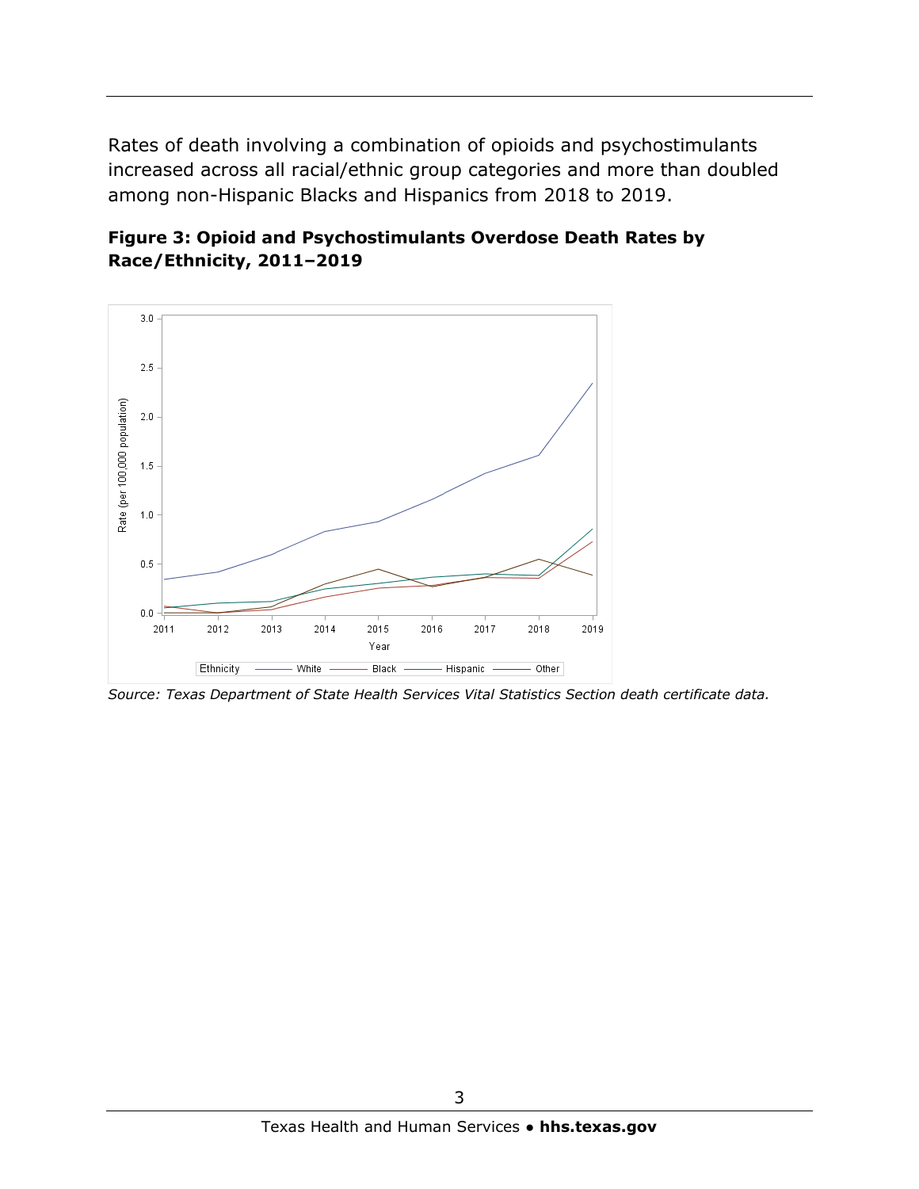Rates of death involving a combination of opioids and psychostimulants increased across all racial/ethnic group categories and more than doubled among non-Hispanic Blacks and Hispanics from 2018 to 2019.

**Figure 3: Opioid and Psychostimulants Overdose Death Rates by Race/Ethnicity, 2011–2019**

*Source: Texas Department of State Health Services Vital Statistics Section death certificate data.*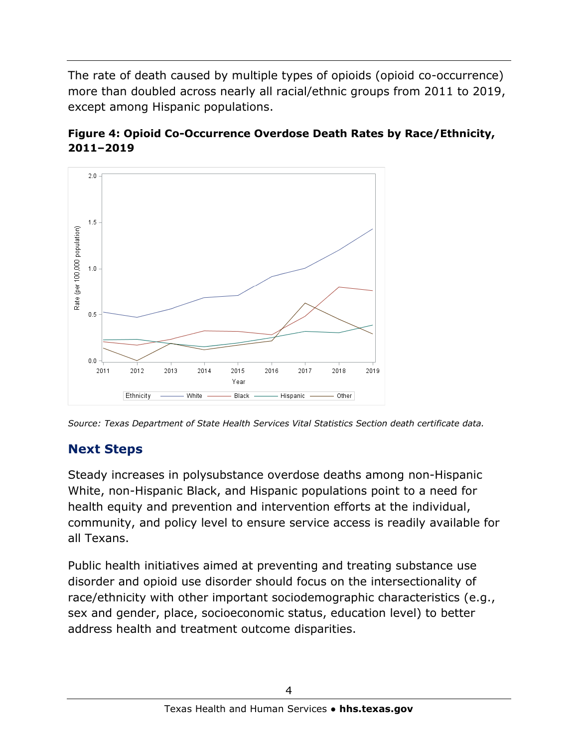The rate of death caused by multiple types of opioids (opioid co-occurrence) more than doubled across nearly all racial/ethnic groups from 2011 to 2019, except among Hispanic populations.

**Figure 4: Opioid Co-Occurrence Overdose Death Rates by Race/Ethnicity, 2011–2019**

*Source: Texas Department of State Health Services Vital Statistics Section death certificate data.*

## Next Steps

Steady increases in polysubstance overdose deaths among non-Hispanic White, non-Hispanic Black, and Hispanic populations point to a need for health equity and prevention and intervention efforts at the individual, community, and policy level to ensure service access is readily available for all Texans.

Public health initiatives aimed at preventing and treating substance use disorder and opioid use disorder should focus on the intersectionality of race/ethnicity with other important sociodemographic characteristics (e.g., sex and gender, place, socioeconomic status, education level) to better address health and treatment outcome disparities.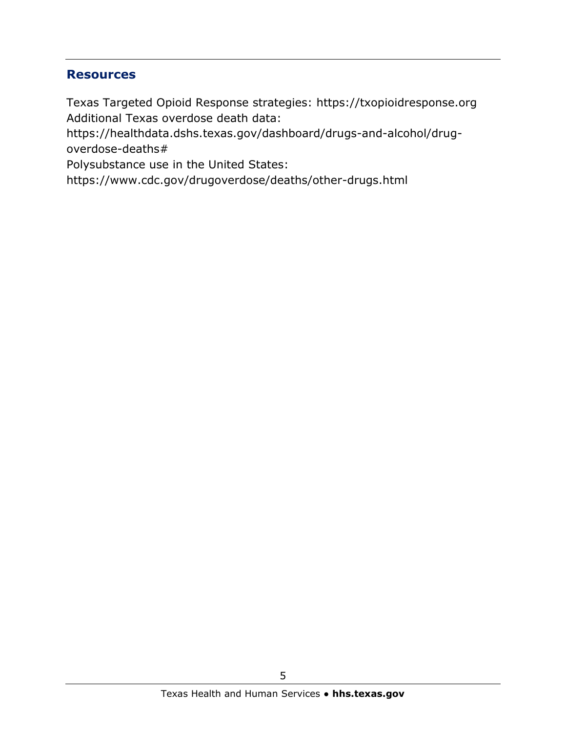## Resources

Texas Targeted Opioid Response strategies: https://txopioidresponse.org
Additional Texas overdose death data:
https://healthdata.dshs.texas.gov/dashboard/drugs-and-alcohol/drug-overdose-deaths#
Polysubstance use in the United States:
https://www.cdc.gov/drugoverdose/deaths/other-drugs.html